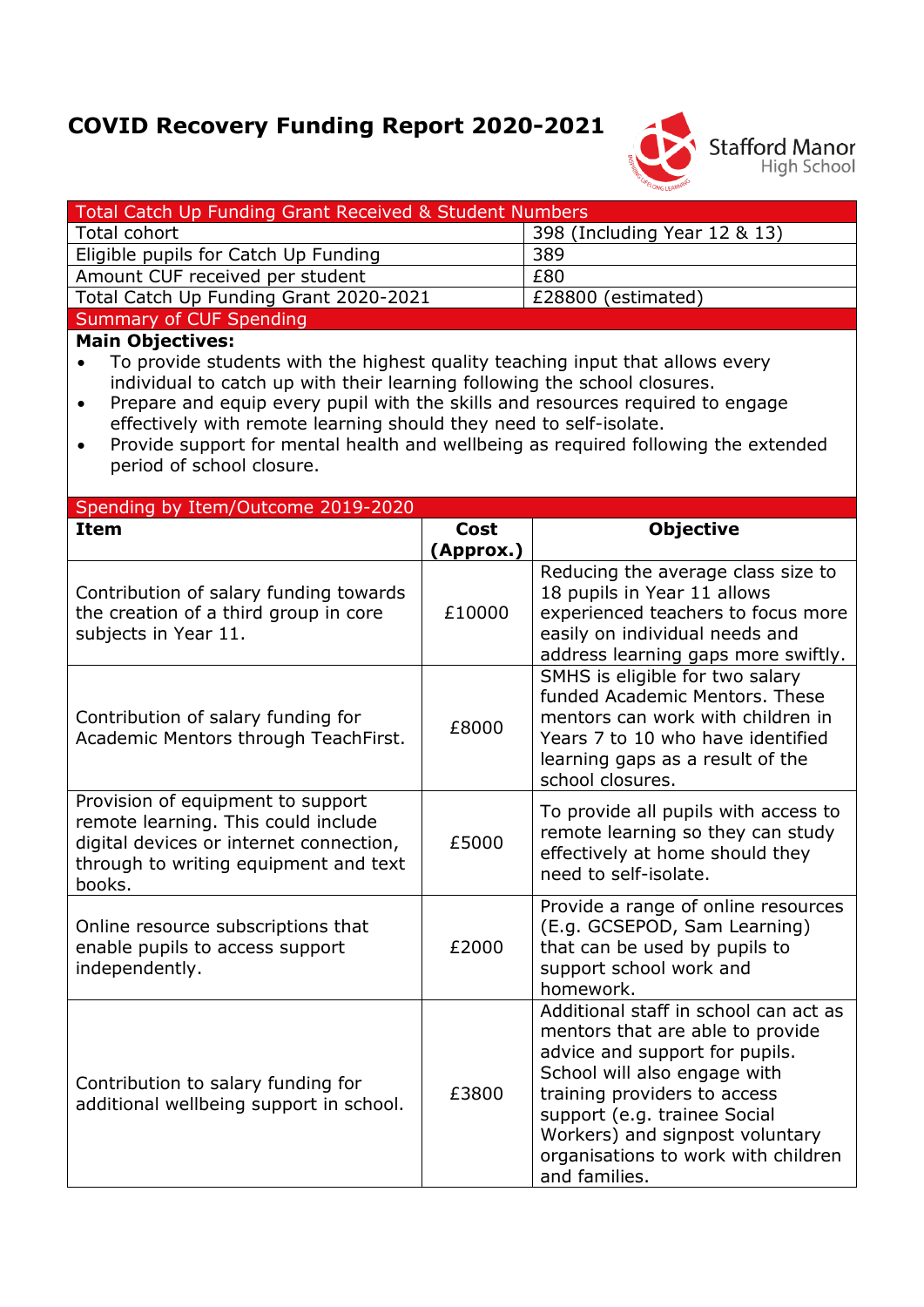# COVID Recovery Funding Report 2020-2021

Stafford Manor High School

| Total Catch Up Funding Grant Received & Student Numbers | |
|---|---|
| Total cohort | 398 (Including Year 12 & 13) |
| Eligible pupils for Catch Up Funding | 389 |
| Amount CUF received per student | £80 |
| Total Catch Up Funding Grant 2020-2021 | £28800 (estimated) |

## Summary of CUF Spending

**Main Objectives:**

- To provide students with the highest quality teaching input that allows every individual to catch up with their learning following the school closures.
- Prepare and equip every pupil with the skills and resources required to engage effectively with remote learning should they need to self-isolate.
- Provide support for mental health and wellbeing as required following the extended period of school closure.

## Spending by Item/Outcome 2019-2020

| Item | Cost (Approx.) | Objective |
|---|---|---|
| Contribution of salary funding towards the creation of a third group in core subjects in Year 11. | £10000 | Reducing the average class size to 18 pupils in Year 11 allows experienced teachers to focus more easily on individual needs and address learning gaps more swiftly. |
| Contribution of salary funding for Academic Mentors through TeachFirst. | £8000 | SMHS is eligible for two salary funded Academic Mentors. These mentors can work with children in Years 7 to 10 who have identified learning gaps as a result of the school closures. |
| Provision of equipment to support remote learning. This could include digital devices or internet connection, through to writing equipment and text books. | £5000 | To provide all pupils with access to remote learning so they can study effectively at home should they need to self-isolate. |
| Online resource subscriptions that enable pupils to access support independently. | £2000 | Provide a range of online resources (E.g. GCSEPOD, Sam Learning) that can be used by pupils to support school work and homework. |
| Contribution to salary funding for additional wellbeing support in school. | £3800 | Additional staff in school can act as mentors that are able to provide advice and support for pupils. School will also engage with training providers to access support (e.g. trainee Social Workers) and signpost voluntary organisations to work with children and families. |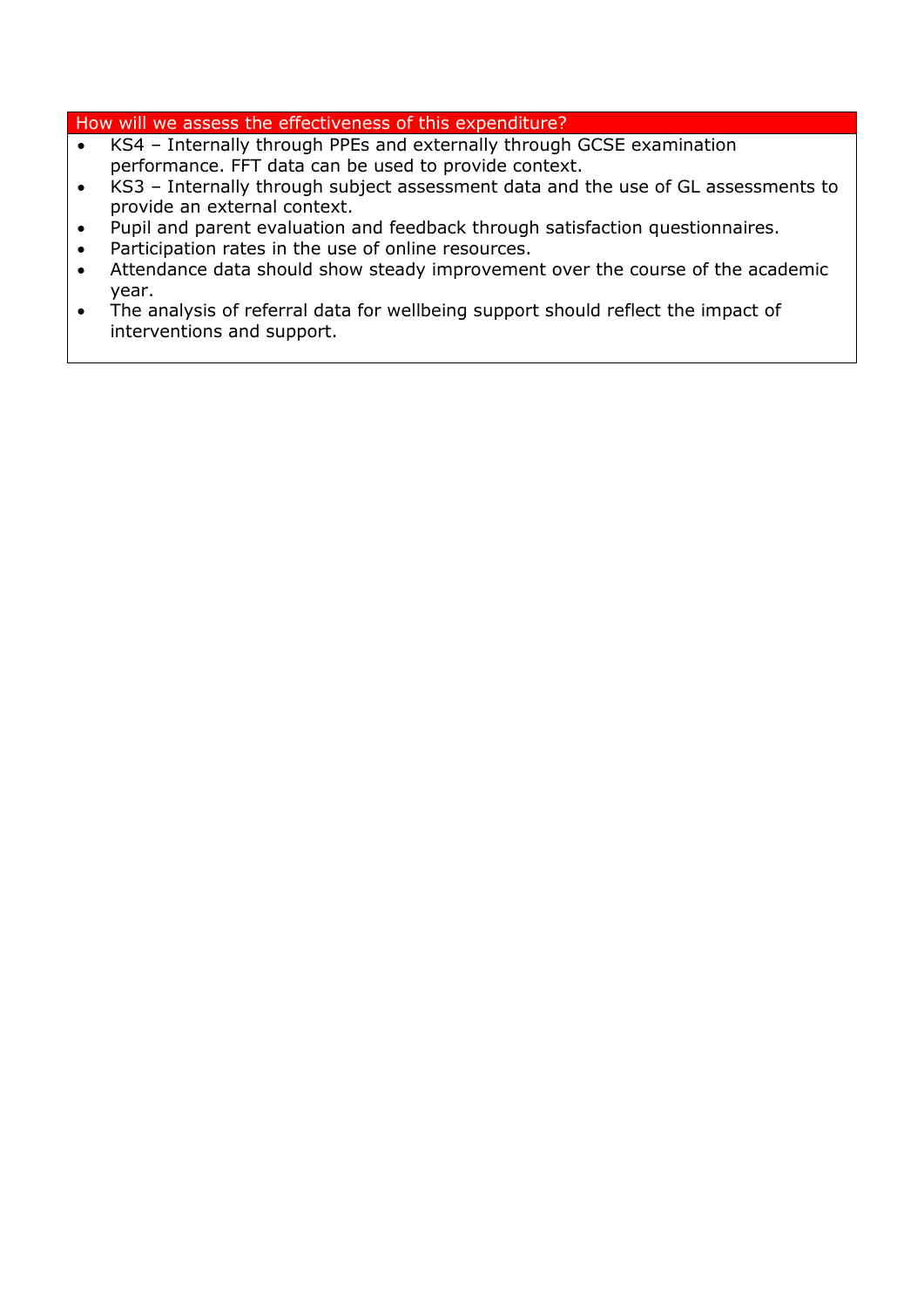## How will we assess the effectiveness of this expenditure?

- KS4 – Internally through PPEs and externally through GCSE examination performance. FFT data can be used to provide context.
- KS3 – Internally through subject assessment data and the use of GL assessments to provide an external context.
- Pupil and parent evaluation and feedback through satisfaction questionnaires.
- Participation rates in the use of online resources.
- Attendance data should show steady improvement over the course of the academic year.
- The analysis of referral data for wellbeing support should reflect the impact of interventions and support.